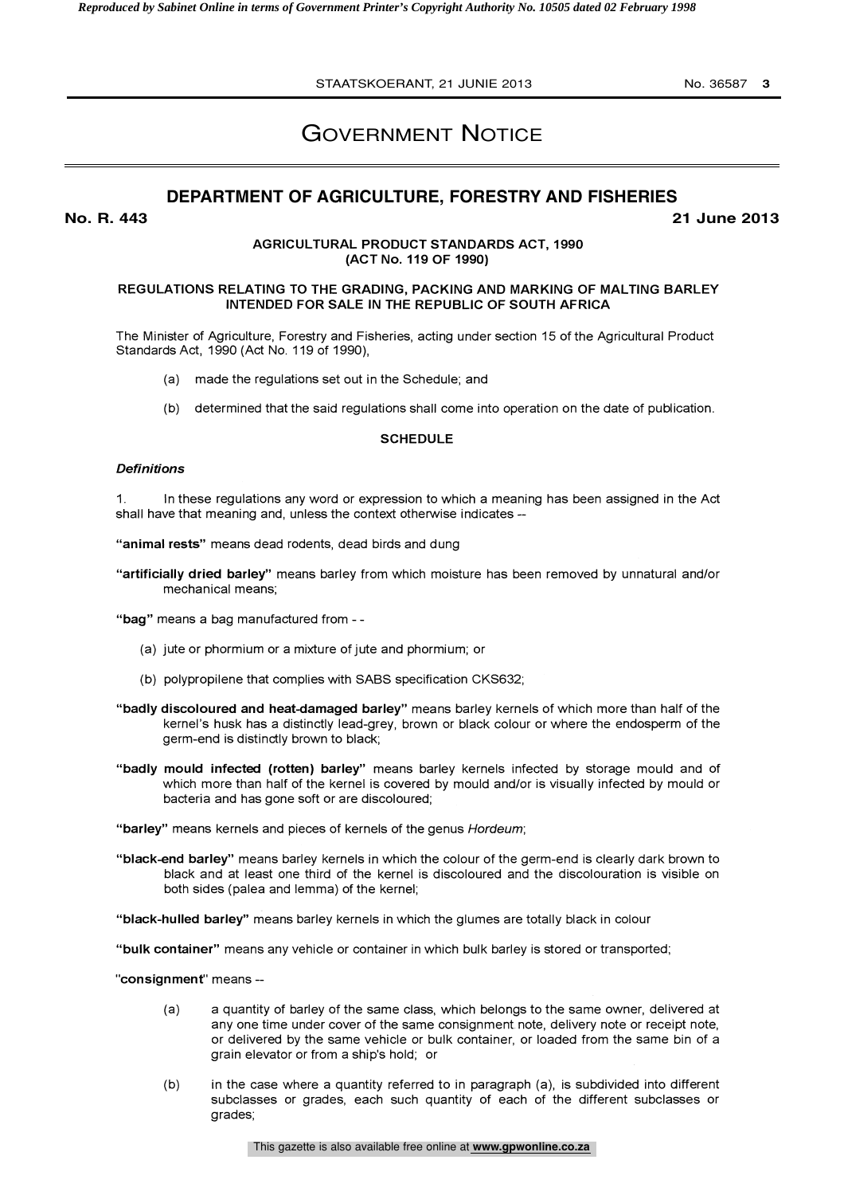# GOVERNMENT NOTICE

## DEPARTMENT OF AGRICULTURE, FORESTRY AND FISHERIES

**No. R. 443** **21 June 2013**

AGRICULTURAL PRODUCT STANDARDS ACT, 1990
(ACT No. 119 OF 1990)

REGULATIONS RELATING TO THE GRADING, PACKING AND MARKING OF MALTING BARLEY INTENDED FOR SALE IN THE REPUBLIC OF SOUTH AFRICA

The Minister of Agriculture, Forestry and Fisheries, acting under section 15 of the Agricultural Product Standards Act, 1990 (Act No. 119 of 1990),

(a) made the regulations set out in the Schedule; and

(b) determined that the said regulations shall come into operation on the date of publication.

### SCHEDULE

***Definitions***

1. In these regulations any word or expression to which a meaning has been assigned in the Act shall have that meaning and, unless the context otherwise indicates --

**"animal rests"** means dead rodents, dead birds and dung

**"artificially dried barley"** means barley from which moisture has been removed by unnatural and/or mechanical means;

**"bag"** means a bag manufactured from - -

(a) jute or phormium or a mixture of jute and phormium; or

(b) polypropilene that complies with SABS specification CKS632;

**"badly discoloured and heat-damaged barley"** means barley kernels of which more than half of the kernel's husk has a distinctly lead-grey, brown or black colour or where the endosperm of the germ-end is distinctly brown to black;

**"badly mould infected (rotten) barley"** means barley kernels infected by storage mould and of which more than half of the kernel is covered by mould and/or is visually infected by mould or bacteria and has gone soft or are discoloured;

**"barley"** means kernels and pieces of kernels of the genus *Hordeum*;

**"black-end barley"** means barley kernels in which the colour of the germ-end is clearly dark brown to black and at least one third of the kernel is discoloured and the discolouration is visible on both sides (palea and lemma) of the kernel;

**"black-hulled barley"** means barley kernels in which the glumes are totally black in colour

**"bulk container"** means any vehicle or container in which bulk barley is stored or transported;

**"consignment"** means --

(a) a quantity of barley of the same class, which belongs to the same owner, delivered at any one time under cover of the same consignment note, delivery note or receipt note, or delivered by the same vehicle or bulk container, or loaded from the same bin of a grain elevator or from a ship's hold; or

(b) in the case where a quantity referred to in paragraph (a), is subdivided into different subclasses or grades, each such quantity of each of the different subclasses or grades;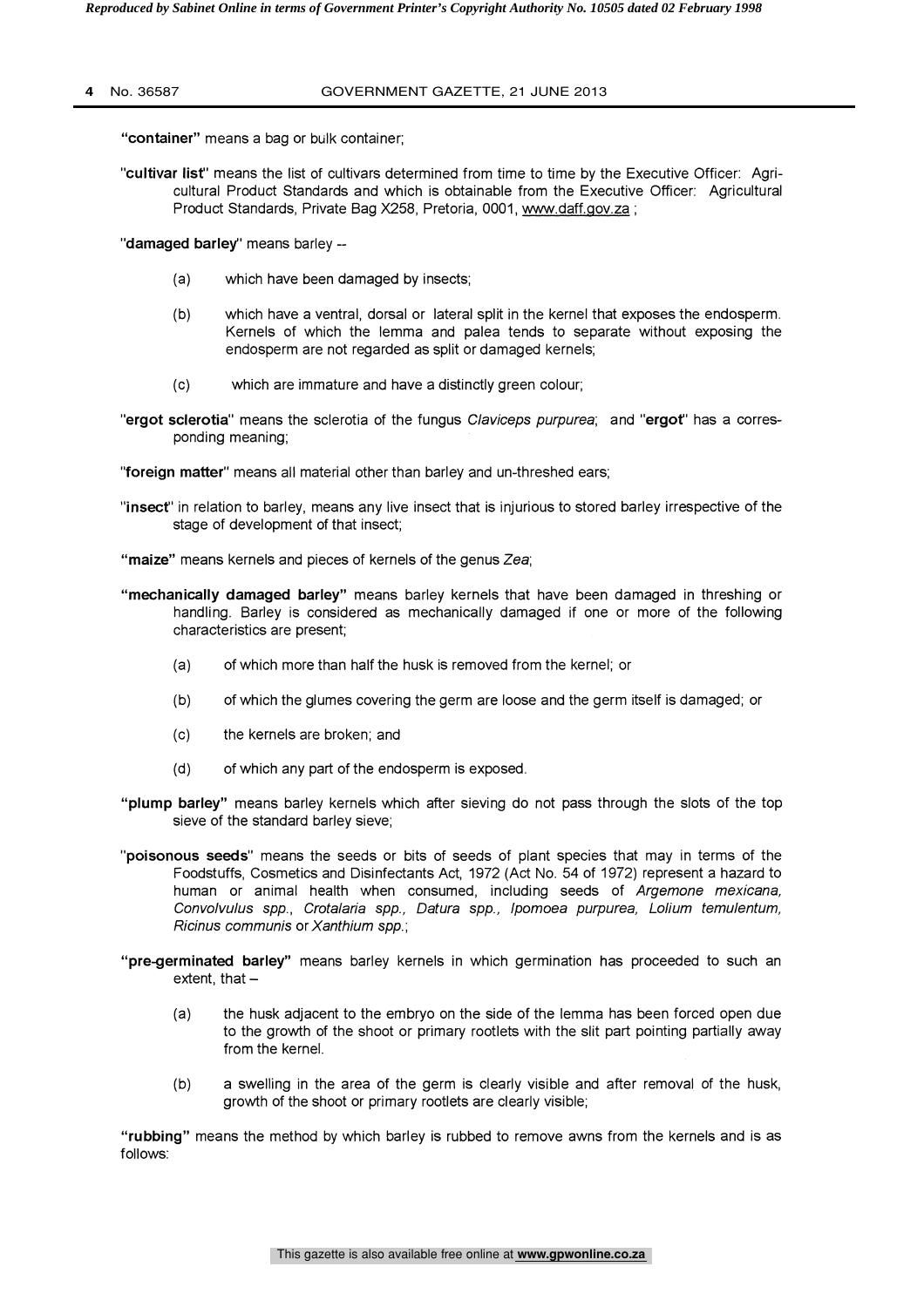**"container"** means a bag or bulk container;

**"cultivar list"** means the list of cultivars determined from time to time by the Executive Officer: Agricultural Product Standards and which is obtainable from the Executive Officer: Agricultural Product Standards, Private Bag X258, Pretoria, 0001, www.daff.gov.za ;

**"damaged barley"** means barley --

(a) which have been damaged by insects;

(b) which have a ventral, dorsal or lateral split in the kernel that exposes the endosperm. Kernels of which the lemma and palea tends to separate without exposing the endosperm are not regarded as split or damaged kernels;

(c) which are immature and have a distinctly green colour;

**"ergot sclerotia"** means the sclerotia of the fungus *Claviceps purpurea*; and **"ergot"** has a corresponding meaning;

**"foreign matter"** means all material other than barley and un-threshed ears;

**"insect"** in relation to barley, means any live insect that is injurious to stored barley irrespective of the stage of development of that insect;

**"maize"** means kernels and pieces of kernels of the genus *Zea*;

**"mechanically damaged barley"** means barley kernels that have been damaged in threshing or handling. Barley is considered as mechanically damaged if one or more of the following characteristics are present;

(a) of which more than half the husk is removed from the kernel; or

(b) of which the glumes covering the germ are loose and the germ itself is damaged; or

(c) the kernels are broken; and

(d) of which any part of the endosperm is exposed.

**"plump barley"** means barley kernels which after sieving do not pass through the slots of the top sieve of the standard barley sieve;

**"poisonous seeds"** means the seeds or bits of seeds of plant species that may in terms of the Foodstuffs, Cosmetics and Disinfectants Act, 1972 (Act No. 54 of 1972) represent a hazard to human or animal health when consumed, including seeds of *Argemone mexicana, Convolvulus spp., Crotalaria spp., Datura spp., Ipomoea purpurea, Lolium temulentum, Ricinus communis* or *Xanthium spp.*;

**"pre-germinated barley"** means barley kernels in which germination has proceeded to such an extent, that –

(a) the husk adjacent to the embryo on the side of the lemma has been forced open due to the growth of the shoot or primary rootlets with the slit part pointing partially away from the kernel.

(b) a swelling in the area of the germ is clearly visible and after removal of the husk, growth of the shoot or primary rootlets are clearly visible;

**"rubbing"** means the method by which barley is rubbed to remove awns from the kernels and is as follows: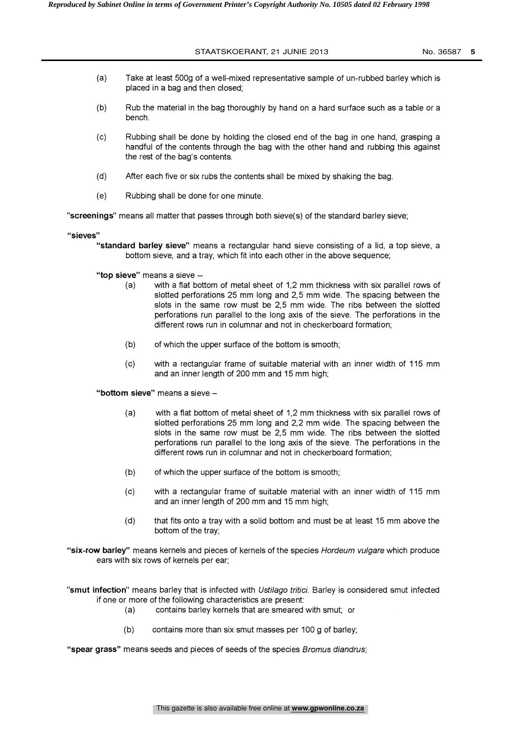(a) Take at least 500g of a well-mixed representative sample of un-rubbed barley which is placed in a bag and then closed;

(b) Rub the material in the bag thoroughly by hand on a hard surface such as a table or a bench.

(c) Rubbing shall be done by holding the closed end of the bag in one hand, grasping a handful of the contents through the bag with the other hand and rubbing this against the rest of the bag's contents.

(d) After each five or six rubs the contents shall be mixed by shaking the bag.

(e) Rubbing shall be done for one minute.

"**screenings**" means all matter that passes through both sieve(s) of the standard barley sieve;

**"sieves"**

**"standard barley sieve"** means a rectangular hand sieve consisting of a lid, a top sieve, a bottom sieve, and a tray, which fit into each other in the above sequence;

**"top sieve"** means a sieve --

(a) with a flat bottom of metal sheet of 1,2 mm thickness with six parallel rows of slotted perforations 25 mm long and 2,5 mm wide. The spacing between the slots in the same row must be 2,5 mm wide. The ribs between the slotted perforations run parallel to the long axis of the sieve. The perforations in the different rows run in columnar and not in checkerboard formation;

(b) of which the upper surface of the bottom is smooth;

(c) with a rectangular frame of suitable material with an inner width of 115 mm and an inner length of 200 mm and 15 mm high;

**"bottom sieve"** means a sieve –

(a) with a flat bottom of metal sheet of 1,2 mm thickness with six parallel rows of slotted perforations 25 mm long and 2,2 mm wide. The spacing between the slots in the same row must be 2,5 mm wide. The ribs between the slotted perforations run parallel to the long axis of the sieve. The perforations in the different rows run in columnar and not in checkerboard formation;

(b) of which the upper surface of the bottom is smooth;

(c) with a rectangular frame of suitable material with an inner width of 115 mm and an inner length of 200 mm and 15 mm high;

(d) that fits onto a tray with a solid bottom and must be at least 15 mm above the bottom of the tray;

**"six-row barley"** means kernels and pieces of kernels of the species *Hordeum vulgare* which produce ears with six rows of kernels per ear;

"**smut infection**" means barley that is infected with *Ustilago tritici*. Barley is considered smut infected if one or more of the following characteristics are present:

(a) contains barley kernels that are smeared with smut; or

(b) contains more than six smut masses per 100 g of barley;

**"spear grass"** means seeds and pieces of seeds of the species *Bromus diandrus*;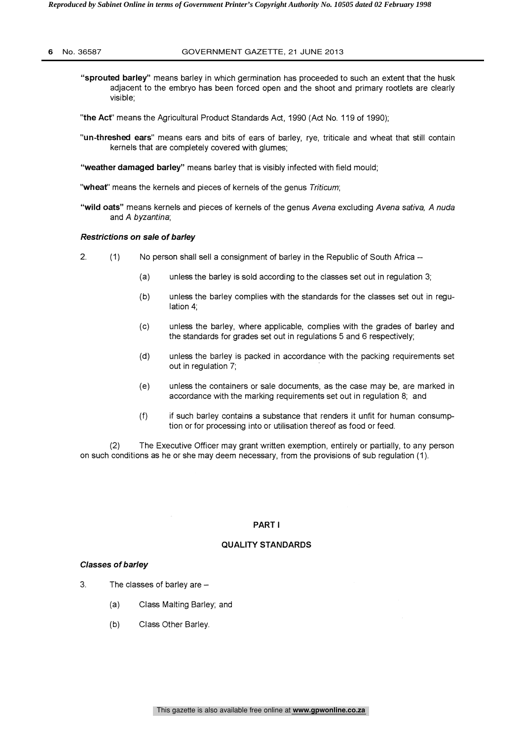**"sprouted barley"** means barley in which germination has proceeded to such an extent that the husk adjacent to the embryo has been forced open and the shoot and primary rootlets are clearly visible;

"**the Act**" means the Agricultural Product Standards Act, 1990 (Act No. 119 of 1990);

"**un-threshed ears**" means ears and bits of ears of barley, rye, triticale and wheat that still contain kernels that are completely covered with glumes;

**"weather damaged barley"** means barley that is visibly infected with field mould;

"**wheat**" means the kernels and pieces of kernels of the genus *Triticum*;

**"wild oats"** means kernels and pieces of kernels of the genus *Avena* excluding *Avena sativa, A nuda* and *A byzantina*;

***Restrictions on sale of barley***

2. (1) No person shall sell a consignment of barley in the Republic of South Africa --

   (a) unless the barley is sold according to the classes set out in regulation 3;

   (b) unless the barley complies with the standards for the classes set out in regulation 4;

   (c) unless the barley, where applicable, complies with the grades of barley and the standards for grades set out in regulations 5 and 6 respectively;

   (d) unless the barley is packed in accordance with the packing requirements set out in regulation 7;

   (e) unless the containers or sale documents, as the case may be, are marked in accordance with the marking requirements set out in regulation 8; and

   (f) if such barley contains a substance that renders it unfit for human consumption or for processing into or utilisation thereof as food or feed.

(2) The Executive Officer may grant written exemption, entirely or partially, to any person on such conditions as he or she may deem necessary, from the provisions of sub regulation (1).

## PART I

## QUALITY STANDARDS

***Classes of barley***

3. The classes of barley are –

   (a) Class Malting Barley; and

   (b) Class Other Barley.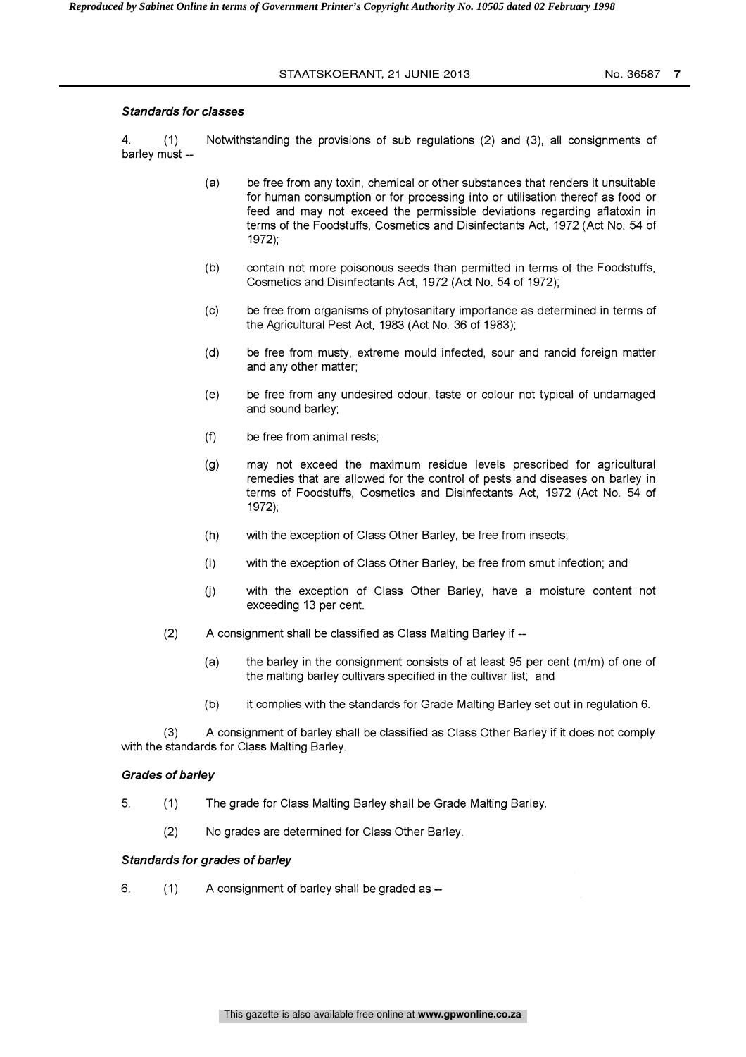### *Standards for classes*

4. (1) Notwithstanding the provisions of sub regulations (2) and (3), all consignments of barley must --

- (a) be free from any toxin, chemical or other substances that renders it unsuitable for human consumption or for processing into or utilisation thereof as food or feed and may not exceed the permissible deviations regarding aflatoxin in terms of the Foodstuffs, Cosmetics and Disinfectants Act, 1972 (Act No. 54 of 1972);

- (b) contain not more poisonous seeds than permitted in terms of the Foodstuffs, Cosmetics and Disinfectants Act, 1972 (Act No. 54 of 1972);

- (c) be free from organisms of phytosanitary importance as determined in terms of the Agricultural Pest Act, 1983 (Act No. 36 of 1983);

- (d) be free from musty, extreme mould infected, sour and rancid foreign matter and any other matter;

- (e) be free from any undesired odour, taste or colour not typical of undamaged and sound barley;

- (f) be free from animal rests;

- (g) may not exceed the maximum residue levels prescribed for agricultural remedies that are allowed for the control of pests and diseases on barley in terms of Foodstuffs, Cosmetics and Disinfectants Act, 1972 (Act No. 54 of 1972);

- (h) with the exception of Class Other Barley, be free from insects;

- (i) with the exception of Class Other Barley, be free from smut infection; and

- (j) with the exception of Class Other Barley, have a moisture content not exceeding 13 per cent.

(2) A consignment shall be classified as Class Malting Barley if --

- (a) the barley in the consignment consists of at least 95 per cent (m/m) of one of the malting barley cultivars specified in the cultivar list; and

- (b) it complies with the standards for Grade Malting Barley set out in regulation 6.

(3) A consignment of barley shall be classified as Class Other Barley if it does not comply with the standards for Class Malting Barley.

### *Grades of barley*

5. (1) The grade for Class Malting Barley shall be Grade Malting Barley.

(2) No grades are determined for Class Other Barley.

### *Standards for grades of barley*

6. (1) A consignment of barley shall be graded as --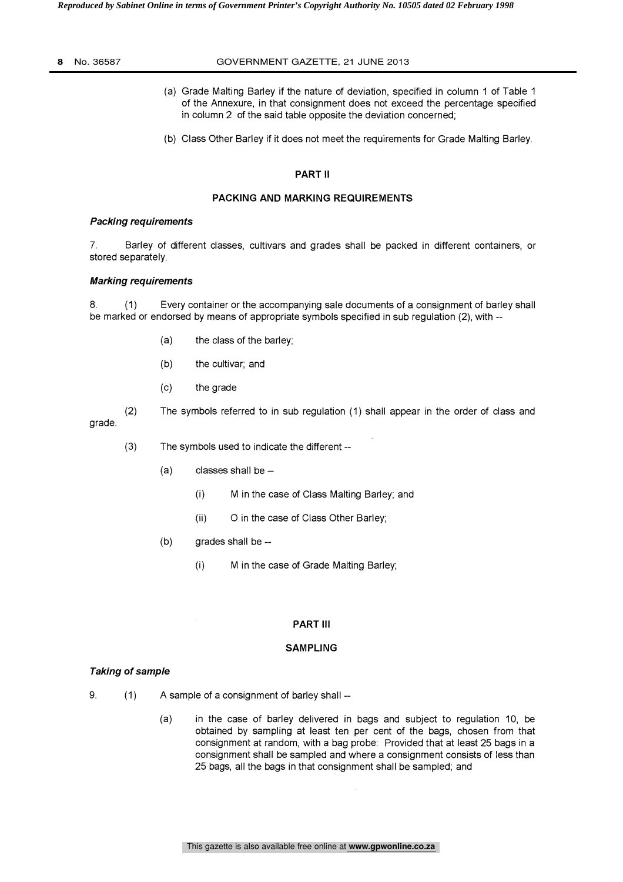(a) Grade Malting Barley if the nature of deviation, specified in column 1 of Table 1 of the Annexure, in that consignment does not exceed the percentage specified in column 2 of the said table opposite the deviation concerned;

(b) Class Other Barley if it does not meet the requirements for Grade Malting Barley.

## PART II

## PACKING AND MARKING REQUIREMENTS

***Packing requirements***

7. Barley of different classes, cultivars and grades shall be packed in different containers, or stored separately.

***Marking requirements***

8. (1) Every container or the accompanying sale documents of a consignment of barley shall be marked or endorsed by means of appropriate symbols specified in sub regulation (2), with --

(a) the class of the barley;

(b) the cultivar; and

(c) the grade

(2) The symbols referred to in sub regulation (1) shall appear in the order of class and grade.

(3) The symbols used to indicate the different --

(a) classes shall be –

(i) M in the case of Class Malting Barley; and

(ii) O in the case of Class Other Barley;

(b) grades shall be --

(i) M in the case of Grade Malting Barley;

## PART III

## SAMPLING

***Taking of sample***

9. (1) A sample of a consignment of barley shall --

(a) in the case of barley delivered in bags and subject to regulation 10, be obtained by sampling at least ten per cent of the bags, chosen from that consignment at random, with a bag probe: Provided that at least 25 bags in a consignment shall be sampled and where a consignment consists of less than 25 bags, all the bags in that consignment shall be sampled; and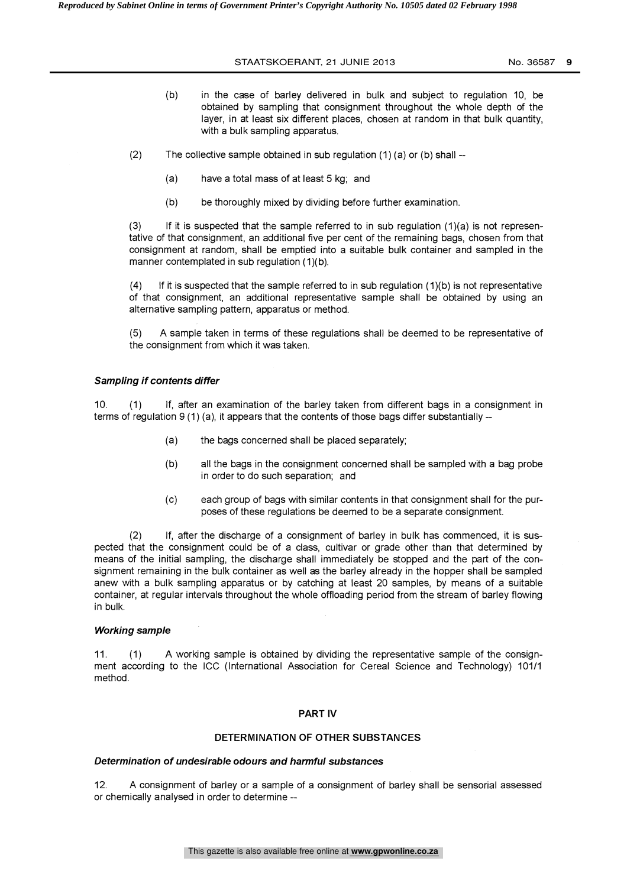(b) in the case of barley delivered in bulk and subject to regulation 10, be obtained by sampling that consignment throughout the whole depth of the layer, in at least six different places, chosen at random in that bulk quantity, with a bulk sampling apparatus.

(2) The collective sample obtained in sub regulation (1) (a) or (b) shall --

(a) have a total mass of at least 5 kg; and

(b) be thoroughly mixed by dividing before further examination.

(3) If it is suspected that the sample referred to in sub regulation (1)(a) is not representative of that consignment, an additional five per cent of the remaining bags, chosen from that consignment at random, shall be emptied into a suitable bulk container and sampled in the manner contemplated in sub regulation (1)(b).

(4) If it is suspected that the sample referred to in sub regulation (1)(b) is not representative of that consignment, an additional representative sample shall be obtained by using an alternative sampling pattern, apparatus or method.

(5) A sample taken in terms of these regulations shall be deemed to be representative of the consignment from which it was taken.

***Sampling if contents differ***

10. (1) If, after an examination of the barley taken from different bags in a consignment in terms of regulation 9 (1) (a), it appears that the contents of those bags differ substantially --

(a) the bags concerned shall be placed separately;

(b) all the bags in the consignment concerned shall be sampled with a bag probe in order to do such separation; and

(c) each group of bags with similar contents in that consignment shall for the purposes of these regulations be deemed to be a separate consignment.

(2) If, after the discharge of a consignment of barley in bulk has commenced, it is suspected that the consignment could be of a class, cultivar or grade other than that determined by means of the initial sampling, the discharge shall immediately be stopped and the part of the consignment remaining in the bulk container as well as the barley already in the hopper shall be sampled anew with a bulk sampling apparatus or by catching at least 20 samples, by means of a suitable container, at regular intervals throughout the whole offloading period from the stream of barley flowing in bulk.

***Working sample***

11. (1) A working sample is obtained by dividing the representative sample of the consignment according to the ICC (International Association for Cereal Science and Technology) 101/1 method.

## PART IV

## DETERMINATION OF OTHER SUBSTANCES

***Determination of undesirable odours and harmful substances***

12. A consignment of barley or a sample of a consignment of barley shall be sensorial assessed or chemically analysed in order to determine --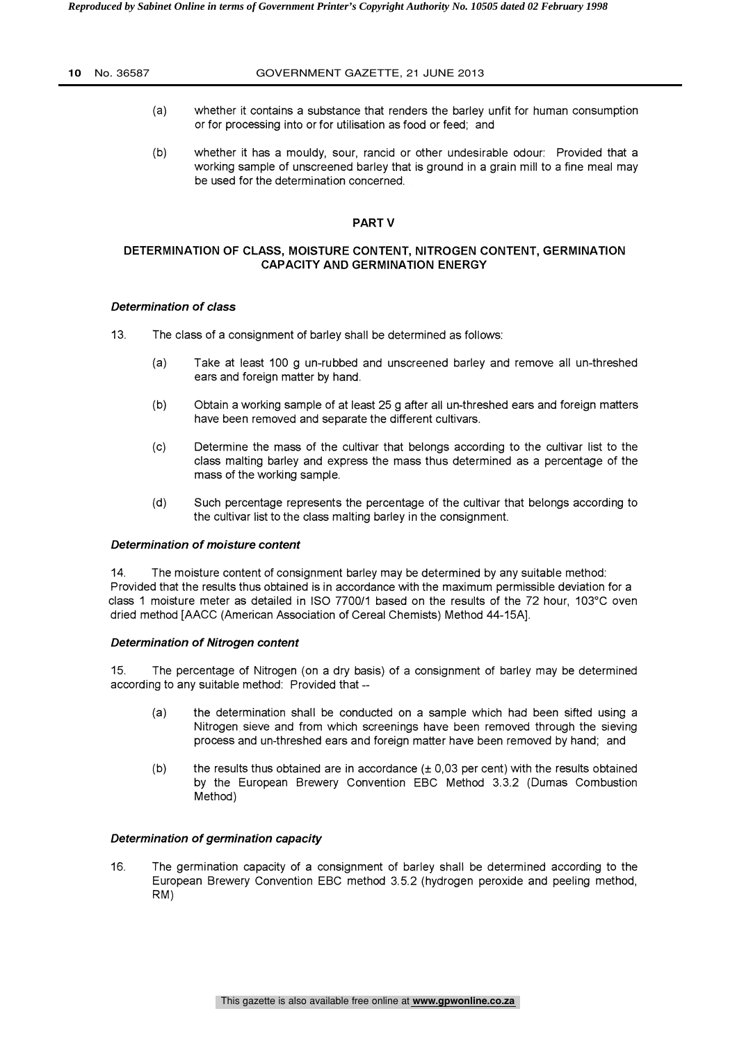(a) whether it contains a substance that renders the barley unfit for human consumption or for processing into or for utilisation as food or feed; and

(b) whether it has a mouldy, sour, rancid or other undesirable odour: Provided that a working sample of unscreened barley that is ground in a grain mill to a fine meal may be used for the determination concerned.

## PART V

## DETERMINATION OF CLASS, MOISTURE CONTENT, NITROGEN CONTENT, GERMINATION CAPACITY AND GERMINATION ENERGY

### *Determination of class*

13. The class of a consignment of barley shall be determined as follows:

(a) Take at least 100 g un-rubbed and unscreened barley and remove all un-threshed ears and foreign matter by hand.

(b) Obtain a working sample of at least 25 g after all un-threshed ears and foreign matters have been removed and separate the different cultivars.

(c) Determine the mass of the cultivar that belongs according to the cultivar list to the class malting barley and express the mass thus determined as a percentage of the mass of the working sample.

(d) Such percentage represents the percentage of the cultivar that belongs according to the cultivar list to the class malting barley in the consignment.

### *Determination of moisture content*

14. The moisture content of consignment barley may be determined by any suitable method: Provided that the results thus obtained is in accordance with the maximum permissible deviation for a class 1 moisture meter as detailed in ISO 7700/1 based on the results of the 72 hour, 103°C oven dried method [AACC (American Association of Cereal Chemists) Method 44-15A].

### *Determination of Nitrogen content*

15. The percentage of Nitrogen (on a dry basis) of a consignment of barley may be determined according to any suitable method: Provided that --

(a) the determination shall be conducted on a sample which had been sifted using a Nitrogen sieve and from which screenings have been removed through the sieving process and un-threshed ears and foreign matter have been removed by hand; and

(b) the results thus obtained are in accordance (± 0,03 per cent) with the results obtained by the European Brewery Convention EBC Method 3.3.2 (Dumas Combustion Method)

### *Determination of germination capacity*

16. The germination capacity of a consignment of barley shall be determined according to the European Brewery Convention EBC method 3.5.2 (hydrogen peroxide and peeling method, RM)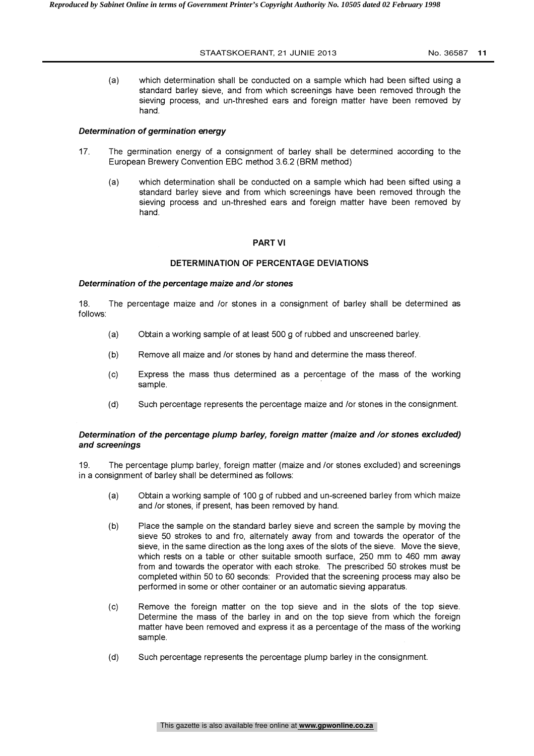(a) which determination shall be conducted on a sample which had been sifted using a standard barley sieve, and from which screenings have been removed through the sieving process, and un-threshed ears and foreign matter have been removed by hand.

***Determination of germination energy***

17. The germination energy of a consignment of barley shall be determined according to the European Brewery Convention EBC method 3.6.2 (BRM method)

(a) which determination shall be conducted on a sample which had been sifted using a standard barley sieve and from which screenings have been removed through the sieving process and un-threshed ears and foreign matter have been removed by hand.

## PART VI

## DETERMINATION OF PERCENTAGE DEVIATIONS

***Determination of the percentage maize and /or stones***

18. The percentage maize and /or stones in a consignment of barley shall be determined as follows:

(a) Obtain a working sample of at least 500 g of rubbed and unscreened barley.

(b) Remove all maize and /or stones by hand and determine the mass thereof.

(c) Express the mass thus determined as a percentage of the mass of the working sample.

(d) Such percentage represents the percentage maize and /or stones in the consignment.

***Determination of the percentage plump barley, foreign matter (maize and /or stones excluded) and screenings***

19. The percentage plump barley, foreign matter (maize and /or stones excluded) and screenings in a consignment of barley shall be determined as follows:

(a) Obtain a working sample of 100 g of rubbed and un-screened barley from which maize and /or stones, if present, has been removed by hand.

(b) Place the sample on the standard barley sieve and screen the sample by moving the sieve 50 strokes to and fro, alternately away from and towards the operator of the sieve, in the same direction as the long axes of the slots of the sieve. Move the sieve, which rests on a table or other suitable smooth surface, 250 mm to 460 mm away from and towards the operator with each stroke. The prescribed 50 strokes must be completed within 50 to 60 seconds: Provided that the screening process may also be performed in some or other container or an automatic sieving apparatus.

(c) Remove the foreign matter on the top sieve and in the slots of the top sieve. Determine the mass of the barley in and on the top sieve from which the foreign matter have been removed and express it as a percentage of the mass of the working sample.

(d) Such percentage represents the percentage plump barley in the consignment.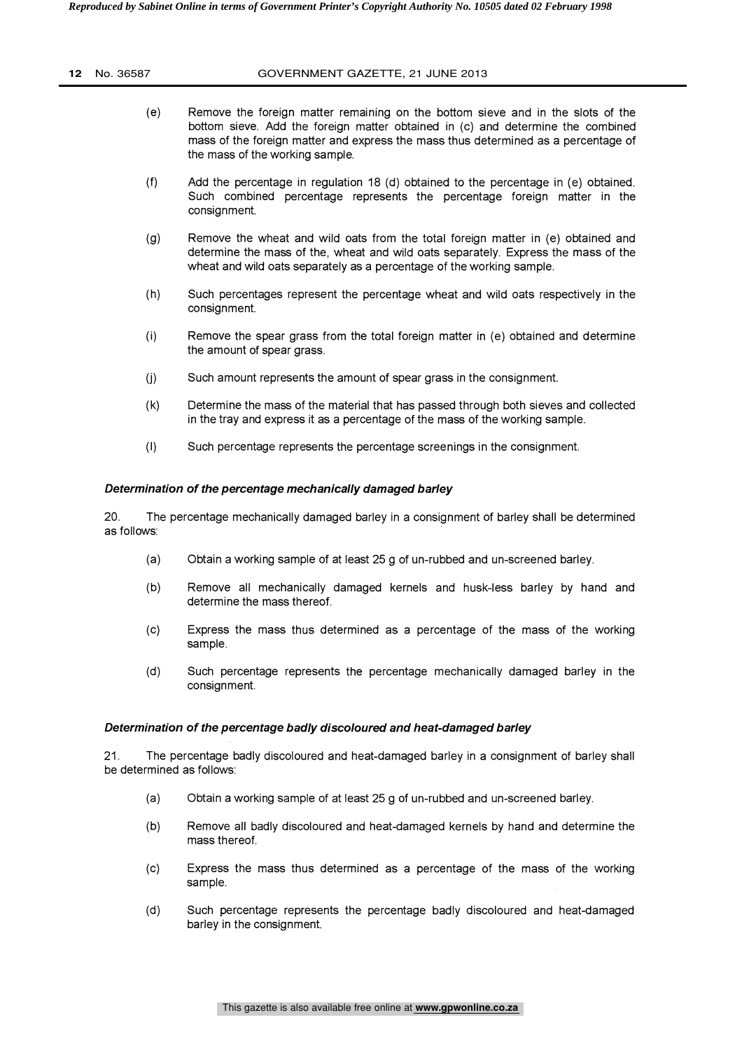(e) Remove the foreign matter remaining on the bottom sieve and in the slots of the bottom sieve. Add the foreign matter obtained in (c) and determine the combined mass of the foreign matter and express the mass thus determined as a percentage of the mass of the working sample.

(f) Add the percentage in regulation 18 (d) obtained to the percentage in (e) obtained. Such combined percentage represents the percentage foreign matter in the consignment.

(g) Remove the wheat and wild oats from the total foreign matter in (e) obtained and determine the mass of the, wheat and wild oats separately. Express the mass of the wheat and wild oats separately as a percentage of the working sample.

(h) Such percentages represent the percentage wheat and wild oats respectively in the consignment.

(i) Remove the spear grass from the total foreign matter in (e) obtained and determine the amount of spear grass.

(j) Such amount represents the amount of spear grass in the consignment.

(k) Determine the mass of the material that has passed through both sieves and collected in the tray and express it as a percentage of the mass of the working sample.

(l) Such percentage represents the percentage screenings in the consignment.

### *Determination of the percentage mechanically damaged barley*

20. The percentage mechanically damaged barley in a consignment of barley shall be determined as follows:

(a) Obtain a working sample of at least 25 g of un-rubbed and un-screened barley.

(b) Remove all mechanically damaged kernels and husk-less barley by hand and determine the mass thereof.

(c) Express the mass thus determined as a percentage of the mass of the working sample.

(d) Such percentage represents the percentage mechanically damaged barley in the consignment.

### *Determination of the percentage badly discoloured and heat-damaged barley*

21. The percentage badly discoloured and heat-damaged barley in a consignment of barley shall be determined as follows:

(a) Obtain a working sample of at least 25 g of un-rubbed and un-screened barley.

(b) Remove all badly discoloured and heat-damaged kernels by hand and determine the mass thereof.

(c) Express the mass thus determined as a percentage of the mass of the working sample.

(d) Such percentage represents the percentage badly discoloured and heat-damaged barley in the consignment.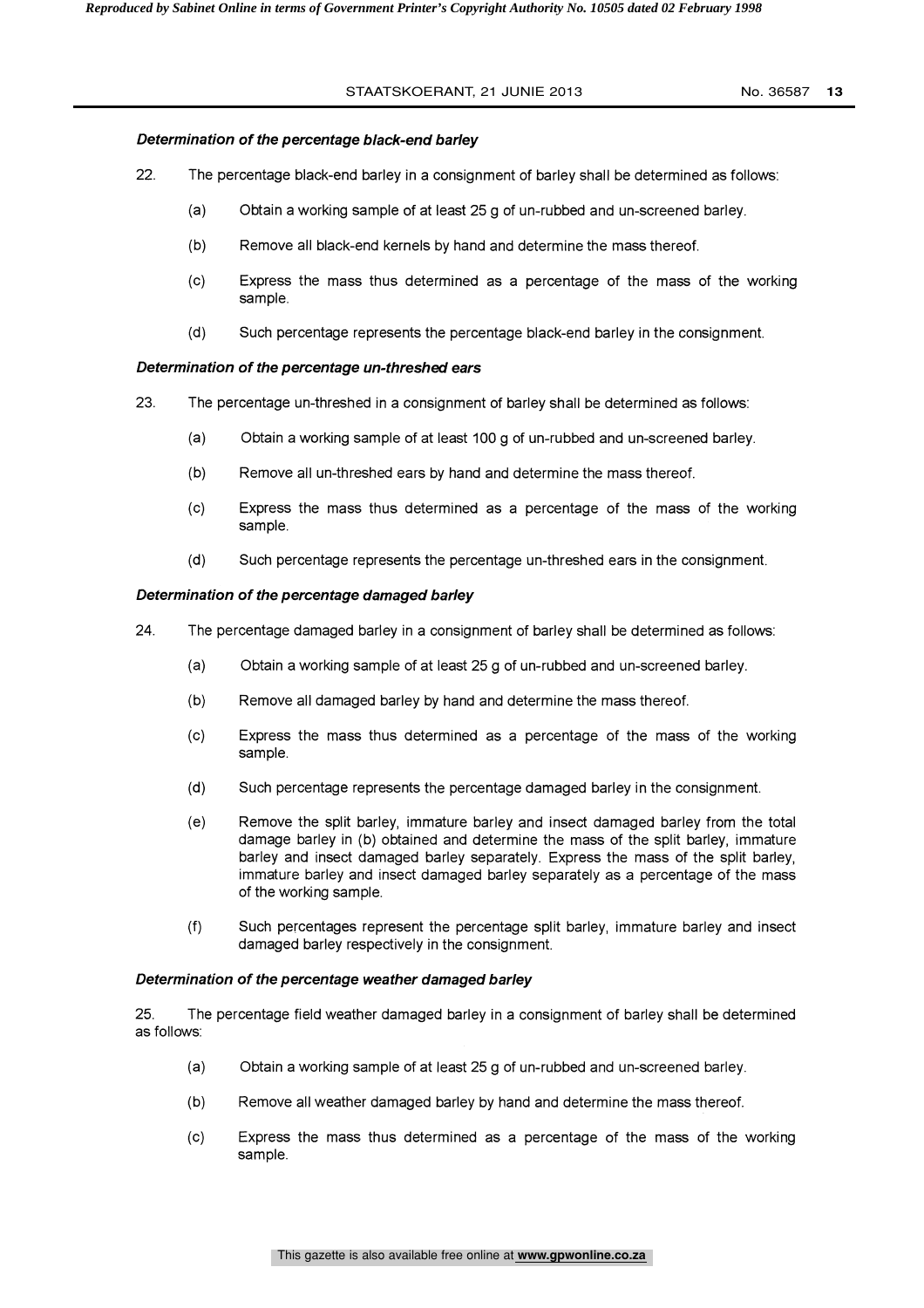***Determination of the percentage black-end barley***

22. The percentage black-end barley in a consignment of barley shall be determined as follows:

   (a) Obtain a working sample of at least 25 g of un-rubbed and un-screened barley.

   (b) Remove all black-end kernels by hand and determine the mass thereof.

   (c) Express the mass thus determined as a percentage of the mass of the working sample.

   (d) Such percentage represents the percentage black-end barley in the consignment.

***Determination of the percentage un-threshed ears***

23. The percentage un-threshed in a consignment of barley shall be determined as follows:

   (a) Obtain a working sample of at least 100 g of un-rubbed and un-screened barley.

   (b) Remove all un-threshed ears by hand and determine the mass thereof.

   (c) Express the mass thus determined as a percentage of the mass of the working sample.

   (d) Such percentage represents the percentage un-threshed ears in the consignment.

***Determination of the percentage damaged barley***

24. The percentage damaged barley in a consignment of barley shall be determined as follows:

   (a) Obtain a working sample of at least 25 g of un-rubbed and un-screened barley.

   (b) Remove all damaged barley by hand and determine the mass thereof.

   (c) Express the mass thus determined as a percentage of the mass of the working sample.

   (d) Such percentage represents the percentage damaged barley in the consignment.

   (e) Remove the split barley, immature barley and insect damaged barley from the total damage barley in (b) obtained and determine the mass of the split barley, immature barley and insect damaged barley separately. Express the mass of the split barley, immature barley and insect damaged barley separately as a percentage of the mass of the working sample.

   (f) Such percentages represent the percentage split barley, immature barley and insect damaged barley respectively in the consignment.

***Determination of the percentage weather damaged barley***

25. The percentage field weather damaged barley in a consignment of barley shall be determined as follows:

   (a) Obtain a working sample of at least 25 g of un-rubbed and un-screened barley.

   (b) Remove all weather damaged barley by hand and determine the mass thereof.

   (c) Express the mass thus determined as a percentage of the mass of the working sample.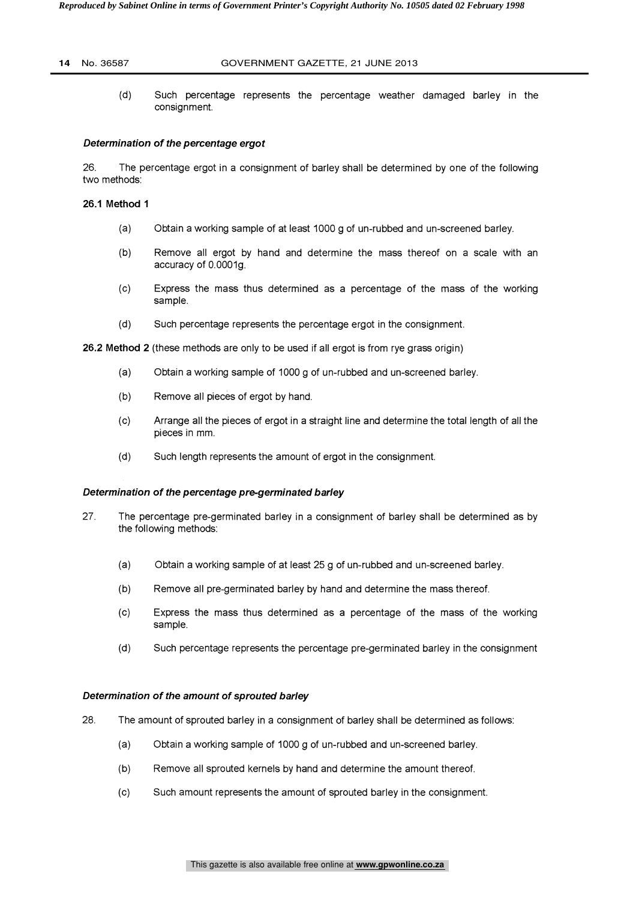(d) Such percentage represents the percentage weather damaged barley in the consignment.

***Determination of the percentage ergot***

26. The percentage ergot in a consignment of barley shall be determined by one of the following two methods:

**26.1 Method 1**

(a) Obtain a working sample of at least 1000 g of un-rubbed and un-screened barley.

(b) Remove all ergot by hand and determine the mass thereof on a scale with an accuracy of 0.0001g.

(c) Express the mass thus determined as a percentage of the mass of the working sample.

(d) Such percentage represents the percentage ergot in the consignment.

**26.2 Method 2** (these methods are only to be used if all ergot is from rye grass origin)

(a) Obtain a working sample of 1000 g of un-rubbed and un-screened barley.

(b) Remove all pieces of ergot by hand.

(c) Arrange all the pieces of ergot in a straight line and determine the total length of all the pieces in mm.

(d) Such length represents the amount of ergot in the consignment.

***Determination of the percentage pre-germinated barley***

27. The percentage pre-germinated barley in a consignment of barley shall be determined as by the following methods:

(a) Obtain a working sample of at least 25 g of un-rubbed and un-screened barley.

(b) Remove all pre-germinated barley by hand and determine the mass thereof.

(c) Express the mass thus determined as a percentage of the mass of the working sample.

(d) Such percentage represents the percentage pre-germinated barley in the consignment

***Determination of the amount of sprouted barley***

28. The amount of sprouted barley in a consignment of barley shall be determined as follows:

(a) Obtain a working sample of 1000 g of un-rubbed and un-screened barley.

(b) Remove all sprouted kernels by hand and determine the amount thereof.

(c) Such amount represents the amount of sprouted barley in the consignment.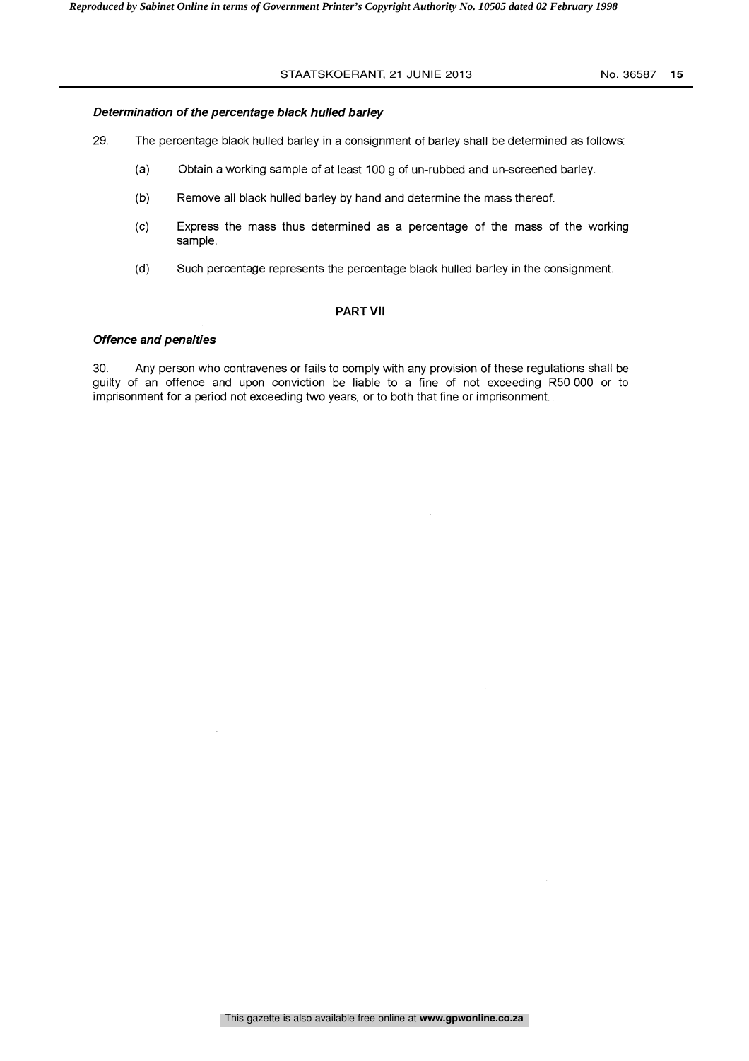### *Determination of the percentage black hulled barley*

29. The percentage black hulled barley in a consignment of barley shall be determined as follows:

    (a) Obtain a working sample of at least 100 g of un-rubbed and un-screened barley.

    (b) Remove all black hulled barley by hand and determine the mass thereof.

    (c) Express the mass thus determined as a percentage of the mass of the working sample.

    (d) Such percentage represents the percentage black hulled barley in the consignment.

## PART VII

### *Offence and penalties*

30. Any person who contravenes or fails to comply with any provision of these regulations shall be guilty of an offence and upon conviction be liable to a fine of not exceeding R50 000 or to imprisonment for a period not exceeding two years, or to both that fine or imprisonment.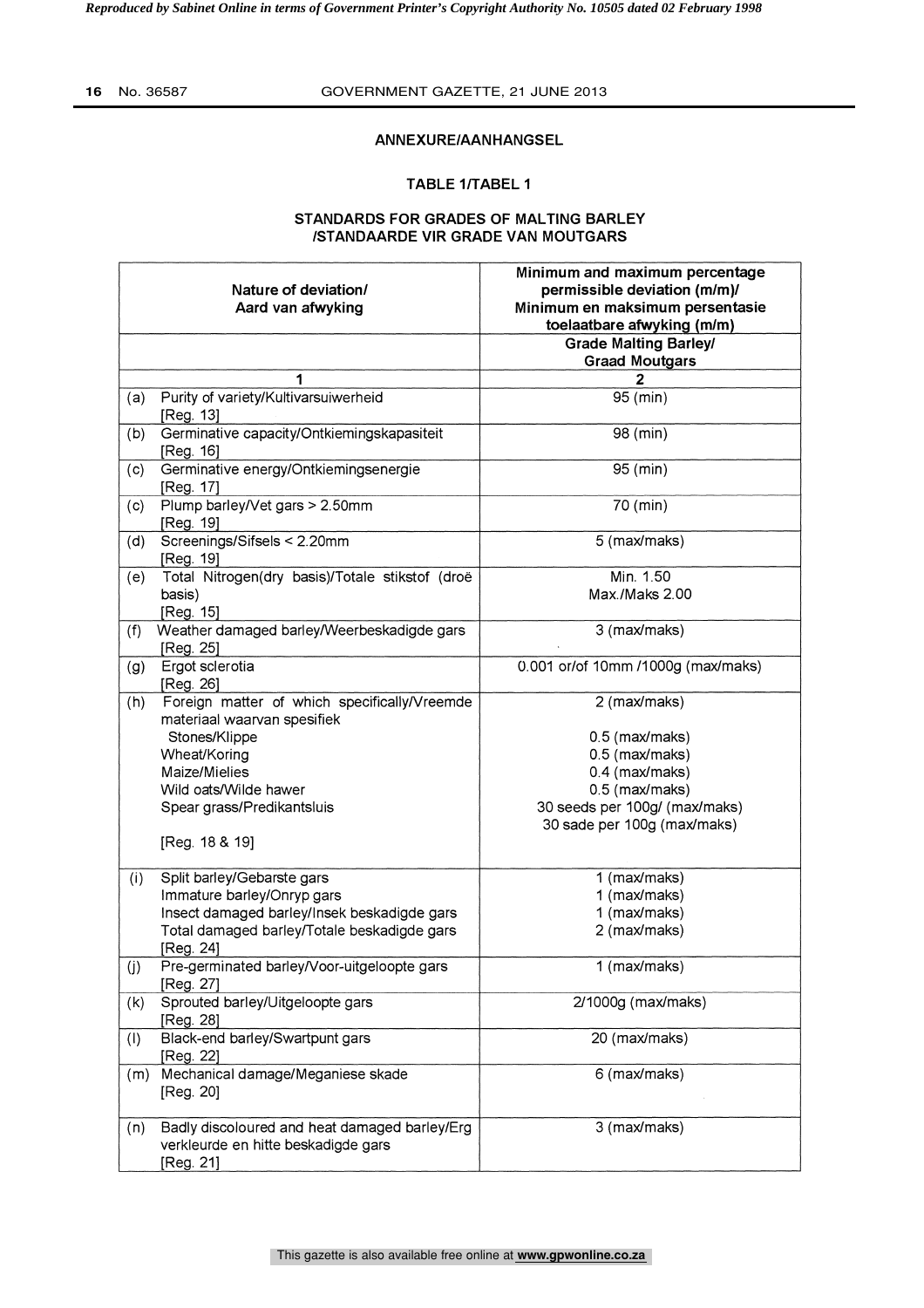## ANNEXURE/AANHANGSEL

### TABLE 1/TABEL 1

### STANDARDS FOR GRADES OF MALTING BARLEY /STANDAARDE VIR GRADE VAN MOUTGARS

| Nature of deviation/ Aard van afwyking | Minimum and maximum percentage permissible deviation (m/m)/ Minimum en maksimum persentasie toelaatbare afwyking (m/m) |
|---|---|
| | Grade Malting Barley/ Graad Moutgars |
| 1 | 2 |
| (a) Purity of variety/Kultivarsuiwerheid [Reg. 13] | 95 (min) |
| (b) Germinative capacity/Ontkiemingskapasiteit [Reg. 16] | 98 (min) |
| (c) Germinative energy/Ontkiemingsenergie [Reg. 17] | 95 (min) |
| (c) Plump barley/Vet gars > 2.50mm [Reg. 19] | 70 (min) |
| (d) Screenings/Sifsels < 2.20mm [Reg. 19] | 5 (max/maks) |
| (e) Total Nitrogen(dry basis)/Totale stikstof (droë basis) [Reg. 15] | Min. 1.50<br>Max./Maks 2.00 |
| (f) Weather damaged barley/Weerbeskadigde gars [Reg. 25] | 3 (max/maks) |
| (g) Ergot sclerotia [Reg. 26] | 0.001 or/of 10mm /1000g (max/maks) |
| (h) Foreign matter of which specifically/Vreemde materiaal waarvan spesifiek<br>Stones/Klippe<br>Wheat/Koring<br>Maize/Mielies<br>Wild oats/Wilde hawer<br>Spear grass/Predikantsluis<br>[Reg. 18 & 19] | 2 (max/maks)<br>0.5 (max/maks)<br>0.5 (max/maks)<br>0.4 (max/maks)<br>0.5 (max/maks)<br>30 seeds per 100g/ (max/maks)<br>30 sade per 100g (max/maks) |
| (i) Split barley/Gebarste gars<br>Immature barley/Onryp gars<br>Insect damaged barley/Insek beskadigde gars<br>Total damaged barley/Totale beskadigde gars<br>[Reg. 24] | 1 (max/maks)<br>1 (max/maks)<br>1 (max/maks)<br>2 (max/maks) |
| (j) Pre-germinated barley/Voor-uitgeloopte gars [Reg. 27] | 1 (max/maks) |
| (k) Sprouted barley/Uitgeloopte gars [Reg. 28] | 2/1000g (max/maks) |
| (l) Black-end barley/Swartpunt gars [Reg. 22] | 20 (max/maks) |
| (m) Mechanical damage/Meganiese skade [Reg. 20] | 6 (max/maks) |
| (n) Badly discoloured and heat damaged barley/Erg verkleurde en hitte beskadigde gars [Reg. 21] | 3 (max/maks) |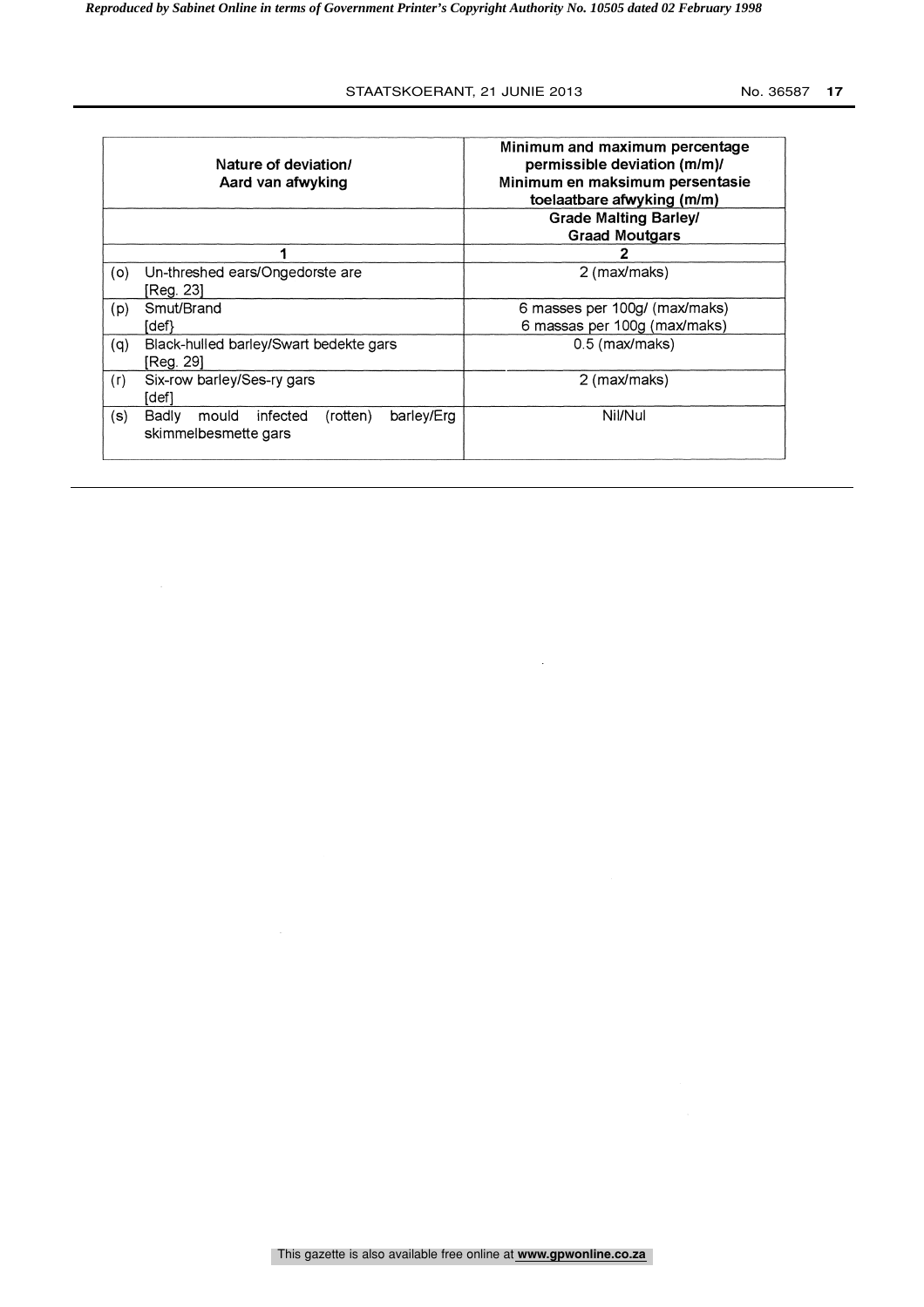| Nature of deviation/ Aard van afwyking | Minimum and maximum percentage permissible deviation (m/m)/ Minimum en maksimum persentasie toelaatbare afwyking (m/m) |
|---|---|
| | Grade Malting Barley/ Graad Moutgars |
| 1 | 2 |
| (o) Un-threshed ears/Ongedorste are [Reg. 23] | 2 (max/maks) |
| (p) Smut/Brand [def} | 6 masses per 100g/ (max/maks) 6 massas per 100g (max/maks) |
| (q) Black-hulled barley/Swart bedekte gars [Reg. 29] | 0.5 (max/maks) |
| (r) Six-row barley/Ses-ry gars [def] | 2 (max/maks) |
| (s) Badly mould infected (rotten) barley/Erg skimmelbesmette gars | Nil/Nul |